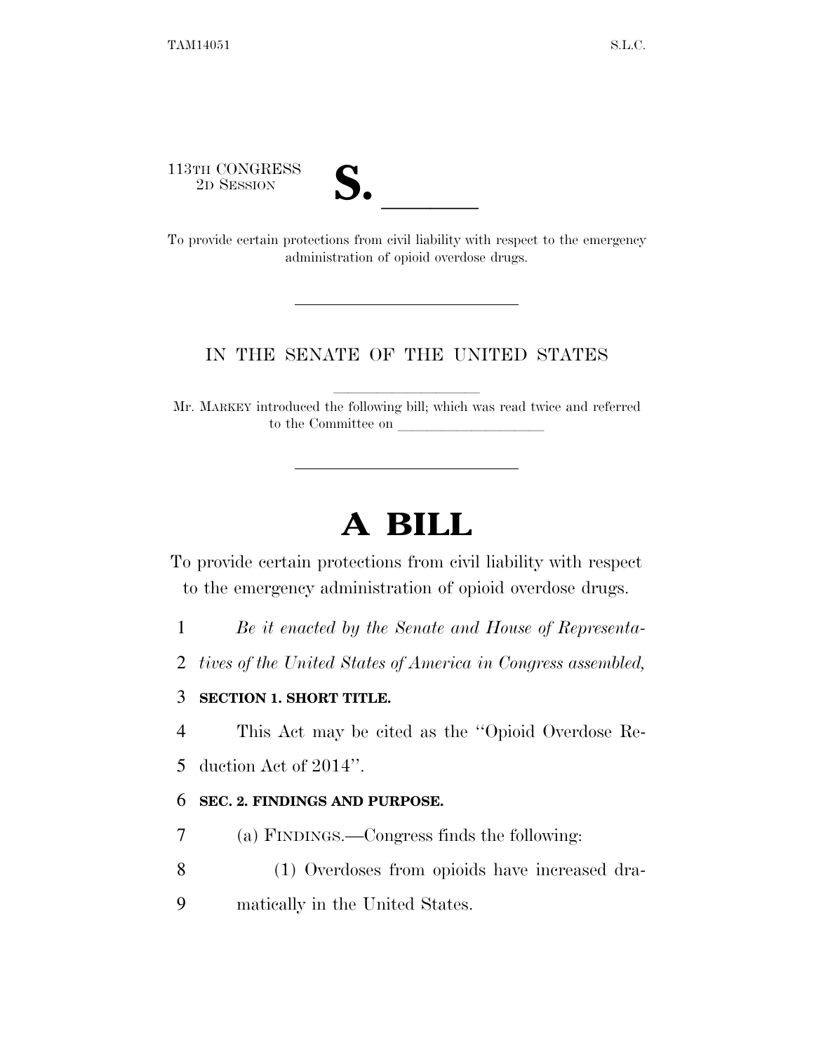113TH CONGRESS
2D SESSION

# S. ______

To provide certain protections from civil liability with respect to the emergency administration of opioid overdose drugs.

---

IN THE SENATE OF THE UNITED STATES

Mr. MARKEY introduced the following bill; which was read twice and referred to the Committee on ______________

---

# A BILL

To provide certain protections from civil liability with respect to the emergency administration of opioid overdose drugs.

*Be it enacted by the Senate and House of Representatives of the United States of America in Congress assembled,*

**SECTION 1. SHORT TITLE.**

This Act may be cited as the "Opioid Overdose Reduction Act of 2014".

**SEC. 2. FINDINGS AND PURPOSE.**

(a) FINDINGS.—Congress finds the following:

(1) Overdoses from opioids have increased dramatically in the United States.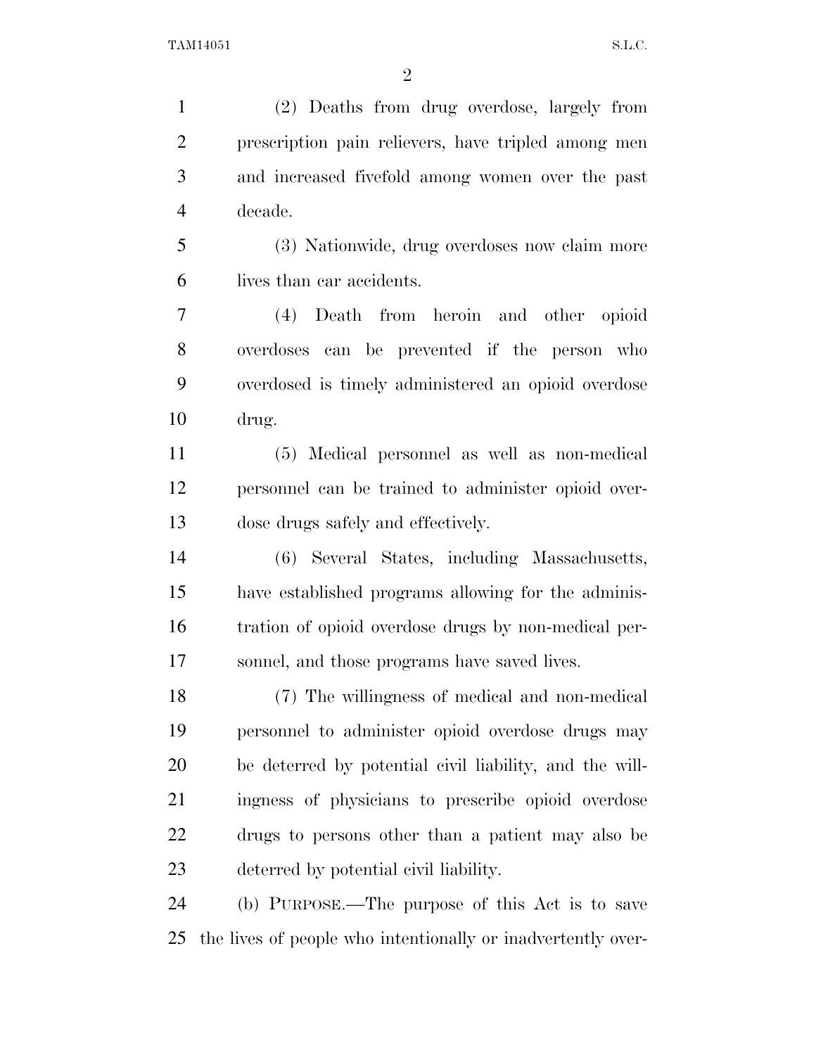(2) Deaths from drug overdose, largely from prescription pain relievers, have tripled among men and increased fivefold among women over the past decade.

(3) Nationwide, drug overdoses now claim more lives than car accidents.

(4) Death from heroin and other opioid overdoses can be prevented if the person who overdosed is timely administered an opioid overdose drug.

(5) Medical personnel as well as non-medical personnel can be trained to administer opioid overdose drugs safely and effectively.

(6) Several States, including Massachusetts, have established programs allowing for the administration of opioid overdose drugs by non-medical personnel, and those programs have saved lives.

(7) The willingness of medical and non-medical personnel to administer opioid overdose drugs may be deterred by potential civil liability, and the willingness of physicians to prescribe opioid overdose drugs to persons other than a patient may also be deterred by potential civil liability.

(b) PURPOSE.—The purpose of this Act is to save the lives of people who intentionally or inadvertently over-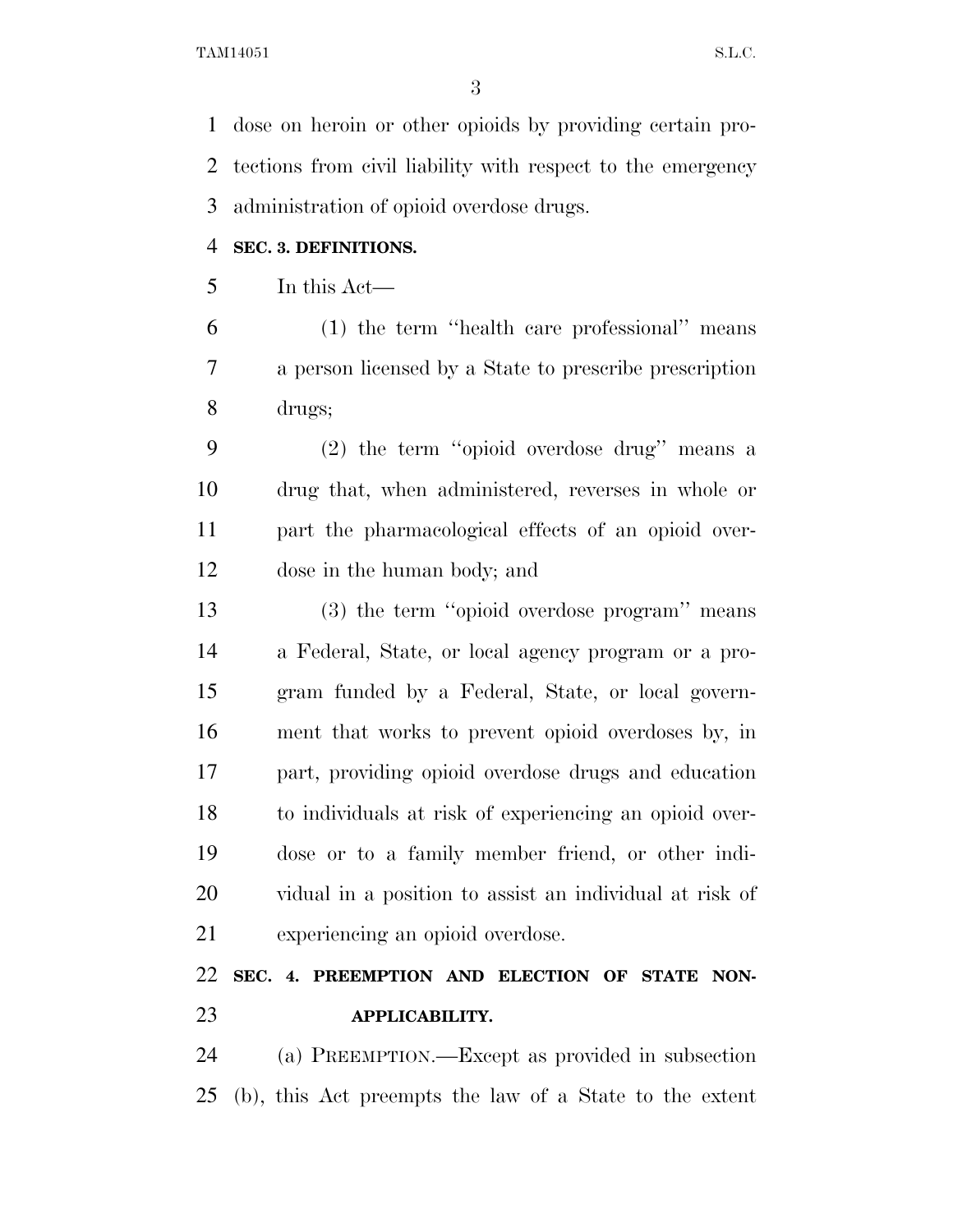dose on heroin or other opioids by providing certain protections from civil liability with respect to the emergency administration of opioid overdose drugs.

**SEC. 3. DEFINITIONS.**

In this Act—

(1) the term ''health care professional'' means a person licensed by a State to prescribe prescription drugs;

(2) the term ''opioid overdose drug'' means a drug that, when administered, reverses in whole or part the pharmacological effects of an opioid overdose in the human body; and

(3) the term ''opioid overdose program'' means a Federal, State, or local agency program or a program funded by a Federal, State, or local government that works to prevent opioid overdoses by, in part, providing opioid overdose drugs and education to individuals at risk of experiencing an opioid overdose or to a family member friend, or other individual in a position to assist an individual at risk of experiencing an opioid overdose.

**SEC. 4. PREEMPTION AND ELECTION OF STATE NON-APPLICABILITY.**

(a) PREEMPTION.—Except as provided in subsection (b), this Act preempts the law of a State to the extent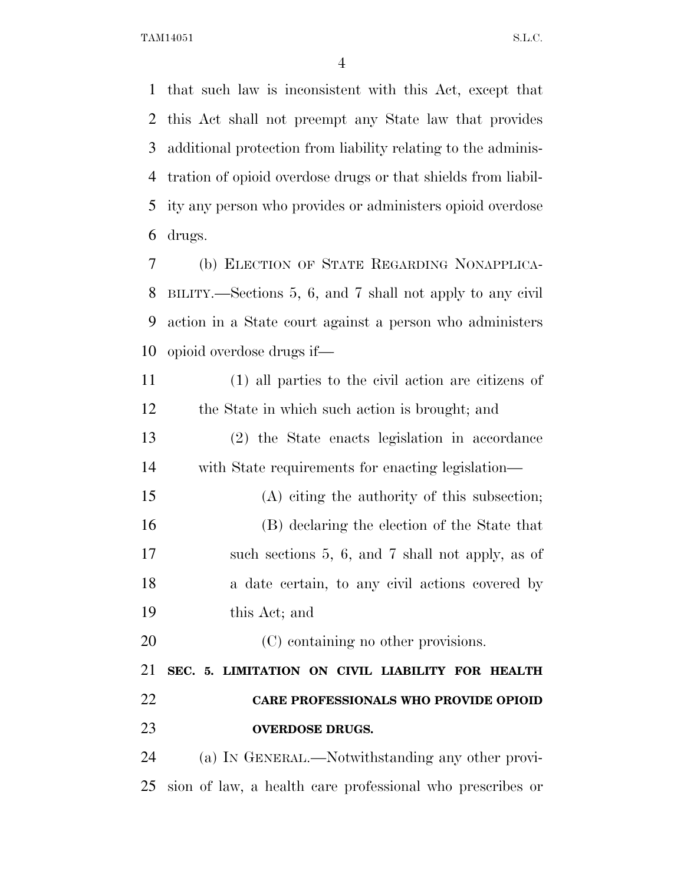that such law is inconsistent with this Act, except that this Act shall not preempt any State law that provides additional protection from liability relating to the administration of opioid overdose drugs or that shields from liability any person who provides or administers opioid overdose drugs.

(b) ELECTION OF STATE REGARDING NONAPPLICABILITY.—Sections 5, 6, and 7 shall not apply to any civil action in a State court against a person who administers opioid overdose drugs if—

(1) all parties to the civil action are citizens of the State in which such action is brought; and

(2) the State enacts legislation in accordance with State requirements for enacting legislation—

(A) citing the authority of this subsection;

(B) declaring the election of the State that such sections 5, 6, and 7 shall not apply, as of a date certain, to any civil actions covered by this Act; and

(C) containing no other provisions.

**SEC. 5. LIMITATION ON CIVIL LIABILITY FOR HEALTH CARE PROFESSIONALS WHO PROVIDE OPIOID OVERDOSE DRUGS.**

(a) IN GENERAL.—Notwithstanding any other provision of law, a health care professional who prescribes or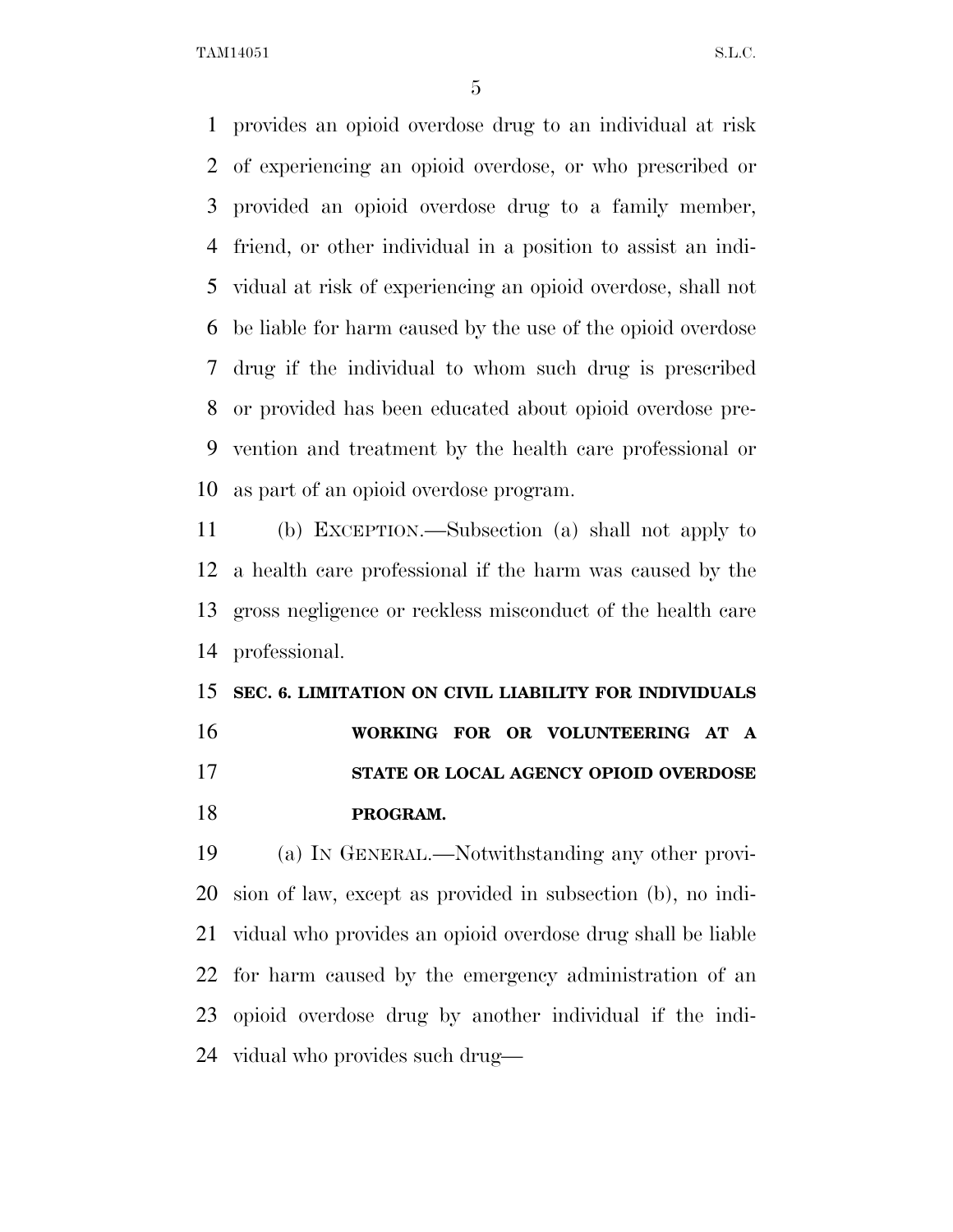provides an opioid overdose drug to an individual at risk of experiencing an opioid overdose, or who prescribed or provided an opioid overdose drug to a family member, friend, or other individual in a position to assist an individual at risk of experiencing an opioid overdose, shall not be liable for harm caused by the use of the opioid overdose drug if the individual to whom such drug is prescribed or provided has been educated about opioid overdose prevention and treatment by the health care professional or as part of an opioid overdose program.

(b) EXCEPTION.—Subsection (a) shall not apply to a health care professional if the harm was caused by the gross negligence or reckless misconduct of the health care professional.

## SEC. 6. LIMITATION ON CIVIL LIABILITY FOR INDIVIDUALS WORKING FOR OR VOLUNTEERING AT A STATE OR LOCAL AGENCY OPIOID OVERDOSE PROGRAM.

(a) IN GENERAL.—Notwithstanding any other provision of law, except as provided in subsection (b), no individual who provides an opioid overdose drug shall be liable for harm caused by the emergency administration of an opioid overdose drug by another individual if the individual who provides such drug—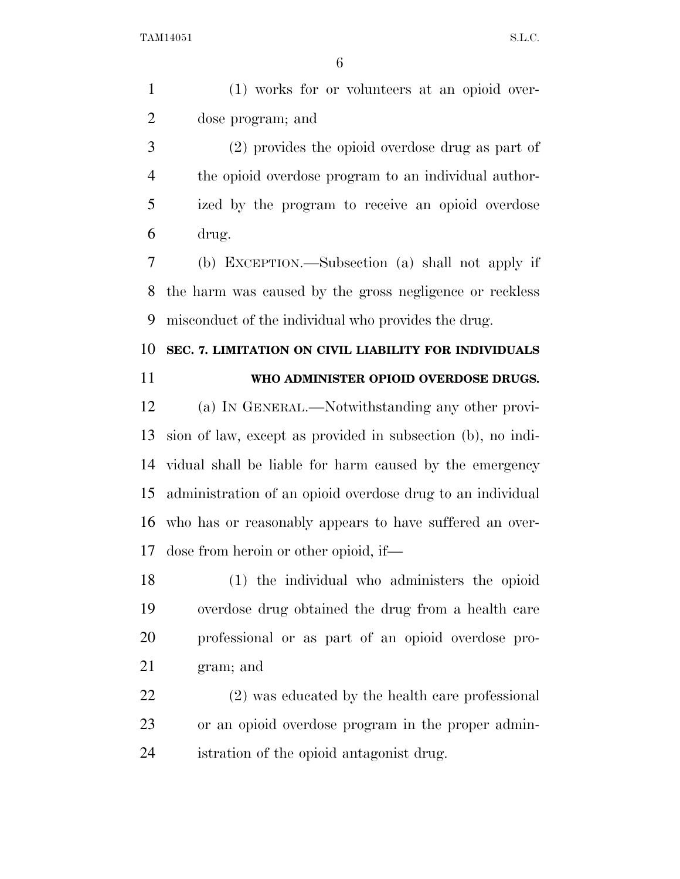(1) works for or volunteers at an opioid overdose program; and

(2) provides the opioid overdose drug as part of the opioid overdose program to an individual authorized by the program to receive an opioid overdose drug.

(b) EXCEPTION.—Subsection (a) shall not apply if the harm was caused by the gross negligence or reckless misconduct of the individual who provides the drug.

### SEC. 7. LIMITATION ON CIVIL LIABILITY FOR INDIVIDUALS WHO ADMINISTER OPIOID OVERDOSE DRUGS.

(a) IN GENERAL.—Notwithstanding any other provision of law, except as provided in subsection (b), no individual shall be liable for harm caused by the emergency administration of an opioid overdose drug to an individual who has or reasonably appears to have suffered an overdose from heroin or other opioid, if—

(1) the individual who administers the opioid overdose drug obtained the drug from a health care professional or as part of an opioid overdose program; and

(2) was educated by the health care professional or an opioid overdose program in the proper administration of the opioid antagonist drug.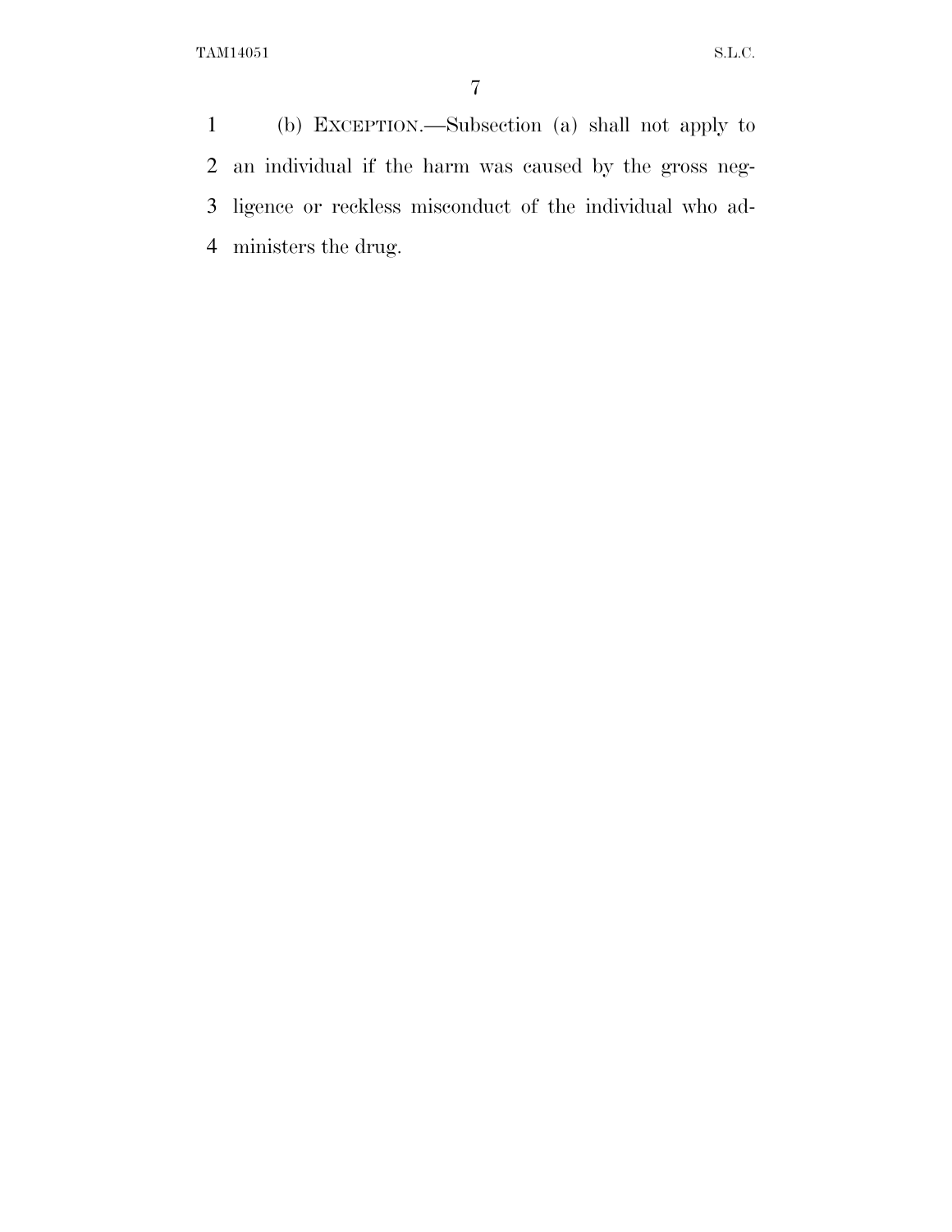(b) EXCEPTION.—Subsection (a) shall not apply to an individual if the harm was caused by the gross negligence or reckless misconduct of the individual who administers the drug.